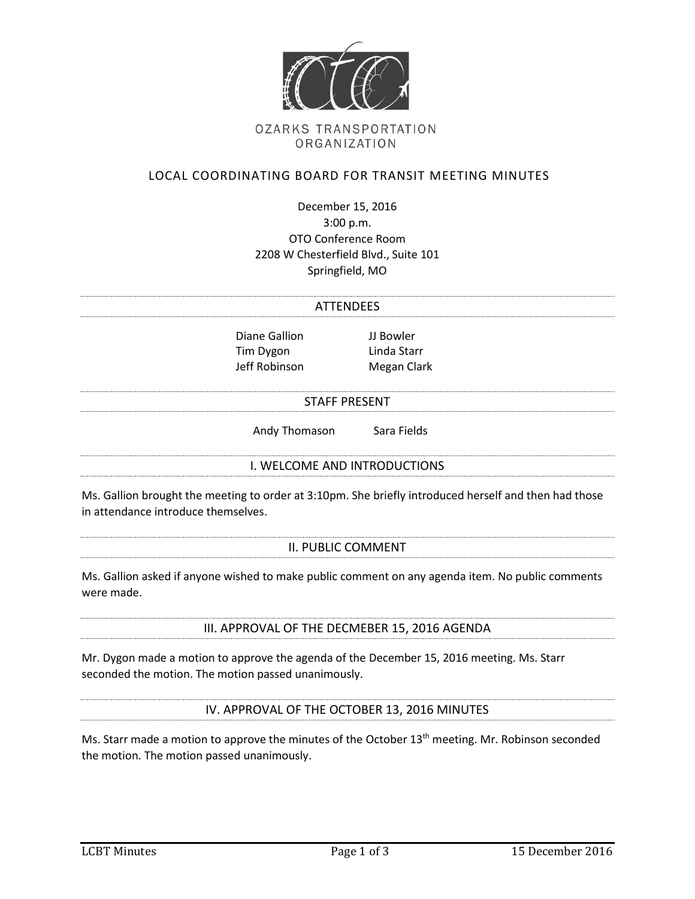OZARKS TRANSPORTATION ORGANIZATION

# LOCAL COORDINATING BOARD FOR TRANSIT MEETING MINUTES

December 15, 2016
3:00 p.m.
OTO Conference Room
2208 W Chesterfield Blvd., Suite 101
Springfield, MO

## ATTENDEES

Diane Gallion
Tim Dygon
Jeff Robinson
JJ Bowler
Linda Starr
Megan Clark

## STAFF PRESENT

Andy Thomason
Sara Fields

## I. WELCOME AND INTRODUCTIONS

Ms. Gallion brought the meeting to order at 3:10pm. She briefly introduced herself and then had those in attendance introduce themselves.

## II. PUBLIC COMMENT

Ms. Gallion asked if anyone wished to make public comment on any agenda item. No public comments were made.

## III. APPROVAL OF THE DECMEBER 15, 2016 AGENDA

Mr. Dygon made a motion to approve the agenda of the December 15, 2016 meeting. Ms. Starr seconded the motion. The motion passed unanimously.

## IV. APPROVAL OF THE OCTOBER 13, 2016 MINUTES

Ms. Starr made a motion to approve the minutes of the October 13th meeting. Mr. Robinson seconded the motion. The motion passed unanimously.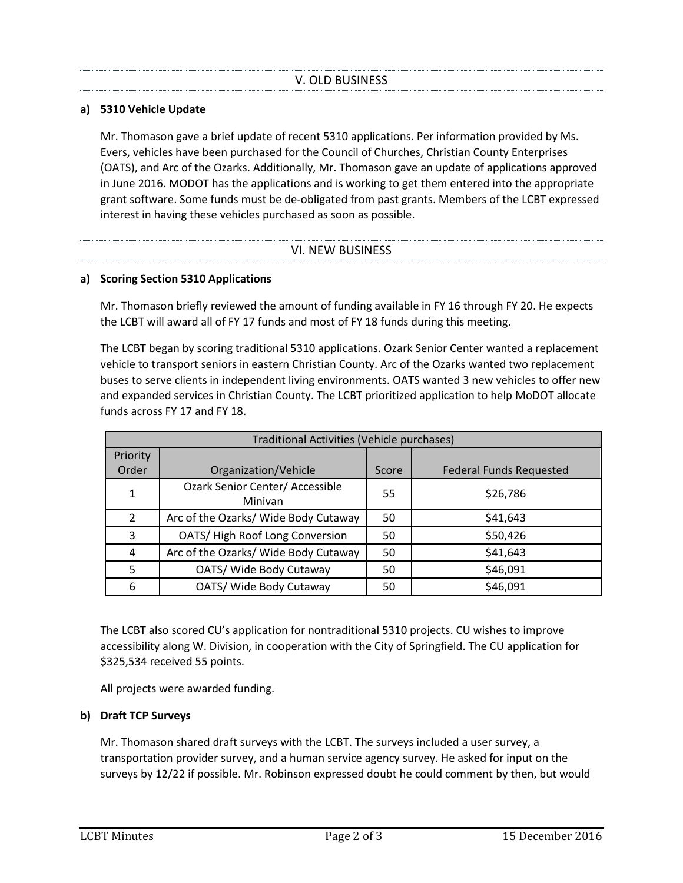## V. OLD BUSINESS

**a) 5310 Vehicle Update**

Mr. Thomason gave a brief update of recent 5310 applications. Per information provided by Ms. Evers, vehicles have been purchased for the Council of Churches, Christian County Enterprises (OATS), and Arc of the Ozarks. Additionally, Mr. Thomason gave an update of applications approved in June 2016. MODOT has the applications and is working to get them entered into the appropriate grant software. Some funds must be de-obligated from past grants. Members of the LCBT expressed interest in having these vehicles purchased as soon as possible.

## VI. NEW BUSINESS

**a) Scoring Section 5310 Applications**

Mr. Thomason briefly reviewed the amount of funding available in FY 16 through FY 20. He expects the LCBT will award all of FY 17 funds and most of FY 18 funds during this meeting.

The LCBT began by scoring traditional 5310 applications. Ozark Senior Center wanted a replacement vehicle to transport seniors in eastern Christian County. Arc of the Ozarks wanted two replacement buses to serve clients in independent living environments. OATS wanted 3 new vehicles to offer new and expanded services in Christian County. The LCBT prioritized application to help MoDOT allocate funds across FY 17 and FY 18.

| Traditional Activities (Vehicle purchases) | | | |
|---|---|---|---|
| Priority Order | Organization/Vehicle | Score | Federal Funds Requested |
| 1 | Ozark Senior Center/ Accessible Minivan | 55 | $26,786 |
| 2 | Arc of the Ozarks/ Wide Body Cutaway | 50 | $41,643 |
| 3 | OATS/ High Roof Long Conversion | 50 | $50,426 |
| 4 | Arc of the Ozarks/ Wide Body Cutaway | 50 | $41,643 |
| 5 | OATS/ Wide Body Cutaway | 50 | $46,091 |
| 6 | OATS/ Wide Body Cutaway | 50 | $46,091 |

The LCBT also scored CU's application for nontraditional 5310 projects. CU wishes to improve accessibility along W. Division, in cooperation with the City of Springfield. The CU application for $325,534 received 55 points.

All projects were awarded funding.

**b) Draft TCP Surveys**

Mr. Thomason shared draft surveys with the LCBT. The surveys included a user survey, a transportation provider survey, and a human service agency survey. He asked for input on the surveys by 12/22 if possible. Mr. Robinson expressed doubt he could comment by then, but would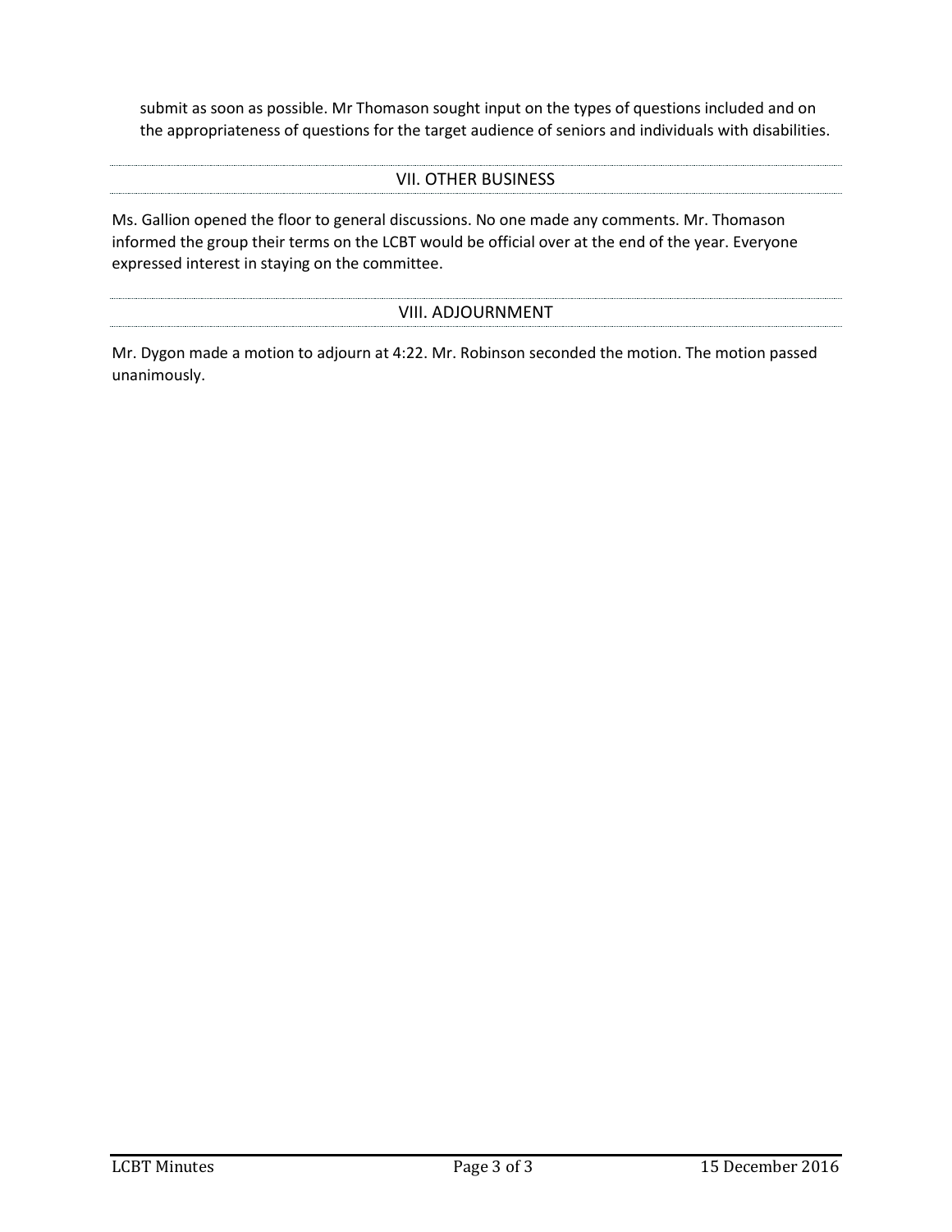submit as soon as possible. Mr Thomason sought input on the types of questions included and on the appropriateness of questions for the target audience of seniors and individuals with disabilities.

## VII. OTHER BUSINESS

Ms. Gallion opened the floor to general discussions. No one made any comments. Mr. Thomason informed the group their terms on the LCBT would be official over at the end of the year. Everyone expressed interest in staying on the committee.

## VIII. ADJOURNMENT

Mr. Dygon made a motion to adjourn at 4:22. Mr. Robinson seconded the motion. The motion passed unanimously.